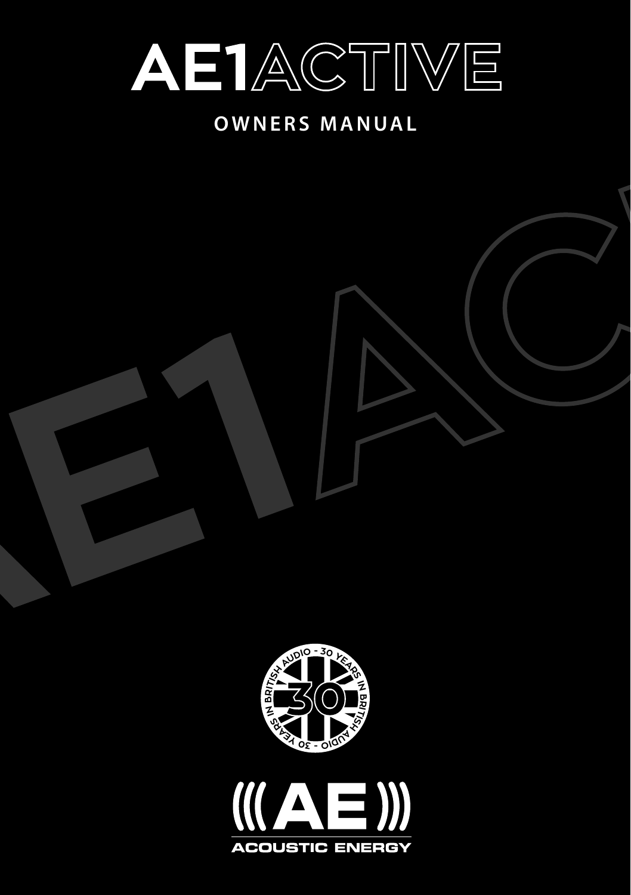# AE1ACTIVE

## OWNERS MANUAL

ACOUSTIC ENERGY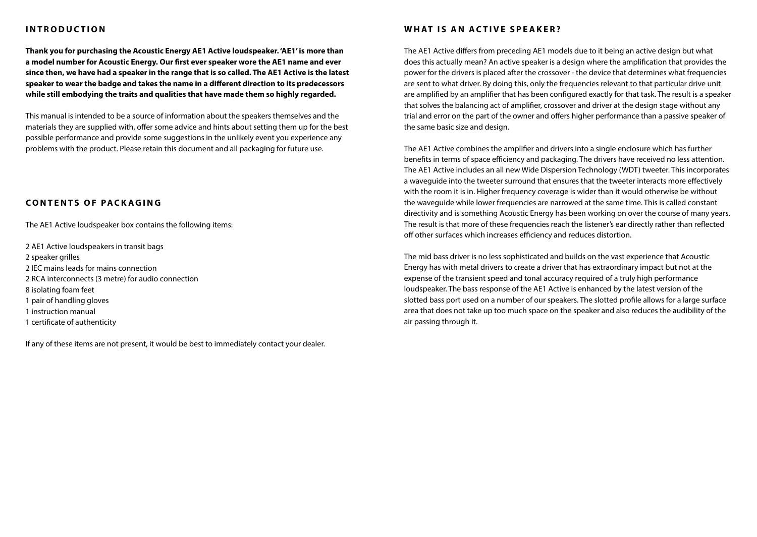## INTRODUCTION

**Thank you for purchasing the Acoustic Energy AE1 Active loudspeaker. 'AE1' is more than a model number for Acoustic Energy. Our first ever speaker wore the AE1 name and ever since then, we have had a speaker in the range that is so called. The AE1 Active is the latest speaker to wear the badge and takes the name in a different direction to its predecessors while still embodying the traits and qualities that have made them so highly regarded.**

This manual is intended to be a source of information about the speakers themselves and the materials they are supplied with, offer some advice and hints about setting them up for the best possible performance and provide some suggestions in the unlikely event you experience any problems with the product. Please retain this document and all packaging for future use.

## CONTENTS OF PACKAGING

The AE1 Active loudspeaker box contains the following items:

2 AE1 Active loudspeakers in transit bags
2 speaker grilles
2 IEC mains leads for mains connection
2 RCA interconnects (3 metre) for audio connection
8 isolating foam feet
1 pair of handling gloves
1 instruction manual
1 certificate of authenticity

If any of these items are not present, it would be best to immediately contact your dealer.

## WHAT IS AN ACTIVE SPEAKER?

The AE1 Active differs from preceding AE1 models due to it being an active design but what does this actually mean? An active speaker is a design where the amplification that provides the power for the drivers is placed after the crossover - the device that determines what frequencies are sent to what driver. By doing this, only the frequencies relevant to that particular drive unit are amplified by an amplifier that has been configured exactly for that task. The result is a speaker that solves the balancing act of amplifier, crossover and driver at the design stage without any trial and error on the part of the owner and offers higher performance than a passive speaker of the same basic size and design.

The AE1 Active combines the amplifier and drivers into a single enclosure which has further benefits in terms of space efficiency and packaging. The drivers have received no less attention. The AE1 Active includes an all new Wide Dispersion Technology (WDT) tweeter. This incorporates a waveguide into the tweeter surround that ensures that the tweeter interacts more effectively with the room it is in. Higher frequency coverage is wider than it would otherwise be without the waveguide while lower frequencies are narrowed at the same time. This is called constant directivity and is something Acoustic Energy has been working on over the course of many years. The result is that more of these frequencies reach the listener's ear directly rather than reflected off other surfaces which increases efficiency and reduces distortion.

The mid bass driver is no less sophisticated and builds on the vast experience that Acoustic Energy has with metal drivers to create a driver that has extraordinary impact but not at the expense of the transient speed and tonal accuracy required of a truly high performance loudspeaker. The bass response of the AE1 Active is enhanced by the latest version of the slotted bass port used on a number of our speakers. The slotted profile allows for a large surface area that does not take up too much space on the speaker and also reduces the audibility of the air passing through it.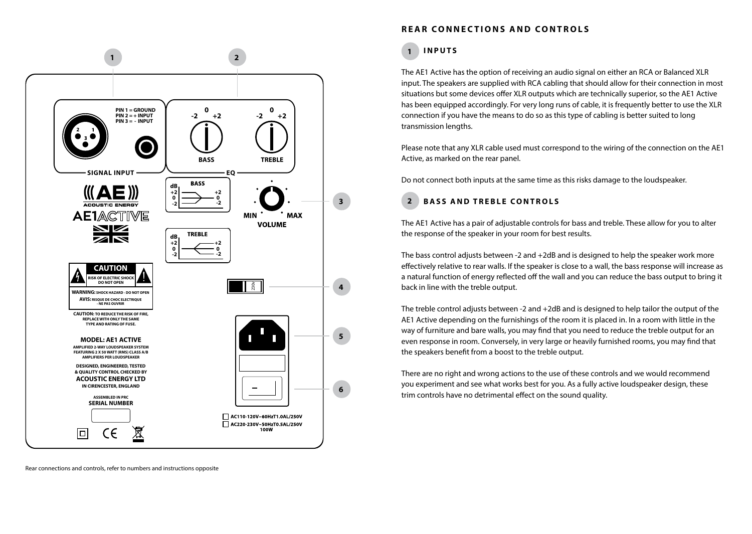## REAR CONNECTIONS AND CONTROLS

### 1 INPUTS

The AE1 Active has the option of receiving an audio signal on either an RCA or Balanced XLR input. The speakers are supplied with RCA cabling that should allow for their connection in most situations but some devices offer XLR outputs which are technically superior, so the AE1 Active has been equipped accordingly. For very long runs of cable, it is frequently better to use the XLR connection if you have the means to do so as this type of cabling is better suited to long transmission lengths.

Please note that any XLR cable used must correspond to the wiring of the connection on the AE1 Active, as marked on the rear panel.

Do not connect both inputs at the same time as this risks damage to the loudspeaker.

### 2 BASS AND TREBLE CONTROLS

The AE1 Active has a pair of adjustable controls for bass and treble. These allow for you to alter the response of the speaker in your room for best results.

The bass control adjusts between -2 and +2dB and is designed to help the speaker work more effectively relative to rear walls. If the speaker is close to a wall, the bass response will increase as a natural function of energy reflected off the wall and you can reduce the bass output to bring it back in line with the treble output.

The treble control adjusts between -2 and +2dB and is designed to help tailor the output of the AE1 Active depending on the furnishings of the room it is placed in. In a room with little in the way of furniture and bare walls, you may find that you need to reduce the treble output for an even response in room. Conversely, in very large or heavily furnished rooms, you may find that the speakers benefit from a boost to the treble output.

There are no right and wrong actions to the use of these controls and we would recommend you experiment and see what works best for you. As a fully active loudspeaker design, these trim controls have no detrimental effect on the sound quality.

Rear connections and controls, refer to numbers and instructions opposite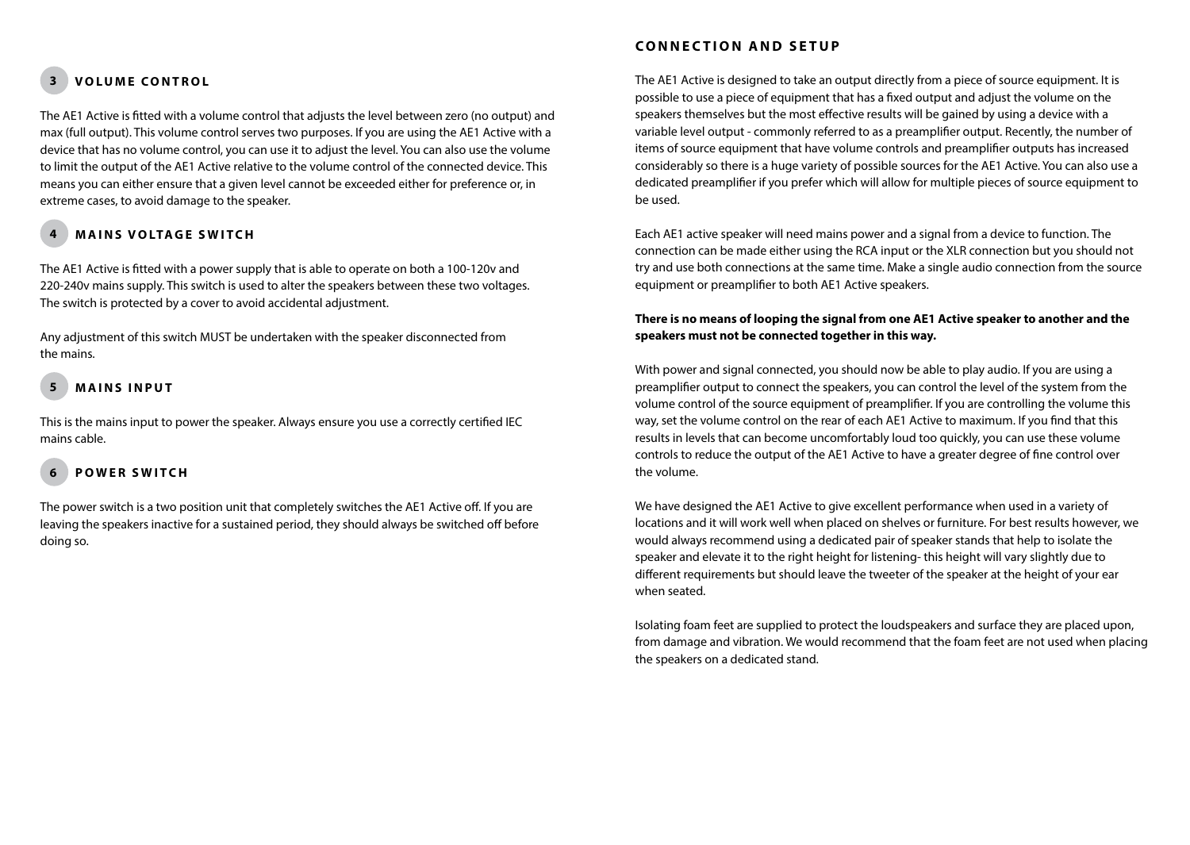## 3 VOLUME CONTROL

The AE1 Active is fitted with a volume control that adjusts the level between zero (no output) and max (full output). This volume control serves two purposes. If you are using the AE1 Active with a device that has no volume control, you can use it to adjust the level. You can also use the volume to limit the output of the AE1 Active relative to the volume control of the connected device. This means you can either ensure that a given level cannot be exceeded either for preference or, in extreme cases, to avoid damage to the speaker.

## 4 MAINS VOLTAGE SWITCH

The AE1 Active is fitted with a power supply that is able to operate on both a 100-120v and 220-240v mains supply. This switch is used to alter the speakers between these two voltages. The switch is protected by a cover to avoid accidental adjustment.

Any adjustment of this switch MUST be undertaken with the speaker disconnected from the mains.

## 5 MAINS INPUT

This is the mains input to power the speaker. Always ensure you use a correctly certified IEC mains cable.

## 6 POWER SWITCH

The power switch is a two position unit that completely switches the AE1 Active off. If you are leaving the speakers inactive for a sustained period, they should always be switched off before doing so.

## CONNECTION AND SETUP

The AE1 Active is designed to take an output directly from a piece of source equipment. It is possible to use a piece of equipment that has a fixed output and adjust the volume on the speakers themselves but the most effective results will be gained by using a device with a variable level output - commonly referred to as a preamplifier output. Recently, the number of items of source equipment that have volume controls and preamplifier outputs has increased considerably so there is a huge variety of possible sources for the AE1 Active. You can also use a dedicated preamplifier if you prefer which will allow for multiple pieces of source equipment to be used.

Each AE1 active speaker will need mains power and a signal from a device to function. The connection can be made either using the RCA input or the XLR connection but you should not try and use both connections at the same time. Make a single audio connection from the source equipment or preamplifier to both AE1 Active speakers.

**There is no means of looping the signal from one AE1 Active speaker to another and the speakers must not be connected together in this way.**

With power and signal connected, you should now be able to play audio. If you are using a preamplifier output to connect the speakers, you can control the level of the system from the volume control of the source equipment of preamplifier. If you are controlling the volume this way, set the volume control on the rear of each AE1 Active to maximum. If you find that this results in levels that can become uncomfortably loud too quickly, you can use these volume controls to reduce the output of the AE1 Active to have a greater degree of fine control over the volume.

We have designed the AE1 Active to give excellent performance when used in a variety of locations and it will work well when placed on shelves or furniture. For best results however, we would always recommend using a dedicated pair of speaker stands that help to isolate the speaker and elevate it to the right height for listening- this height will vary slightly due to different requirements but should leave the tweeter of the speaker at the height of your ear when seated.

Isolating foam feet are supplied to protect the loudspeakers and surface they are placed upon, from damage and vibration. We would recommend that the foam feet are not used when placing the speakers on a dedicated stand.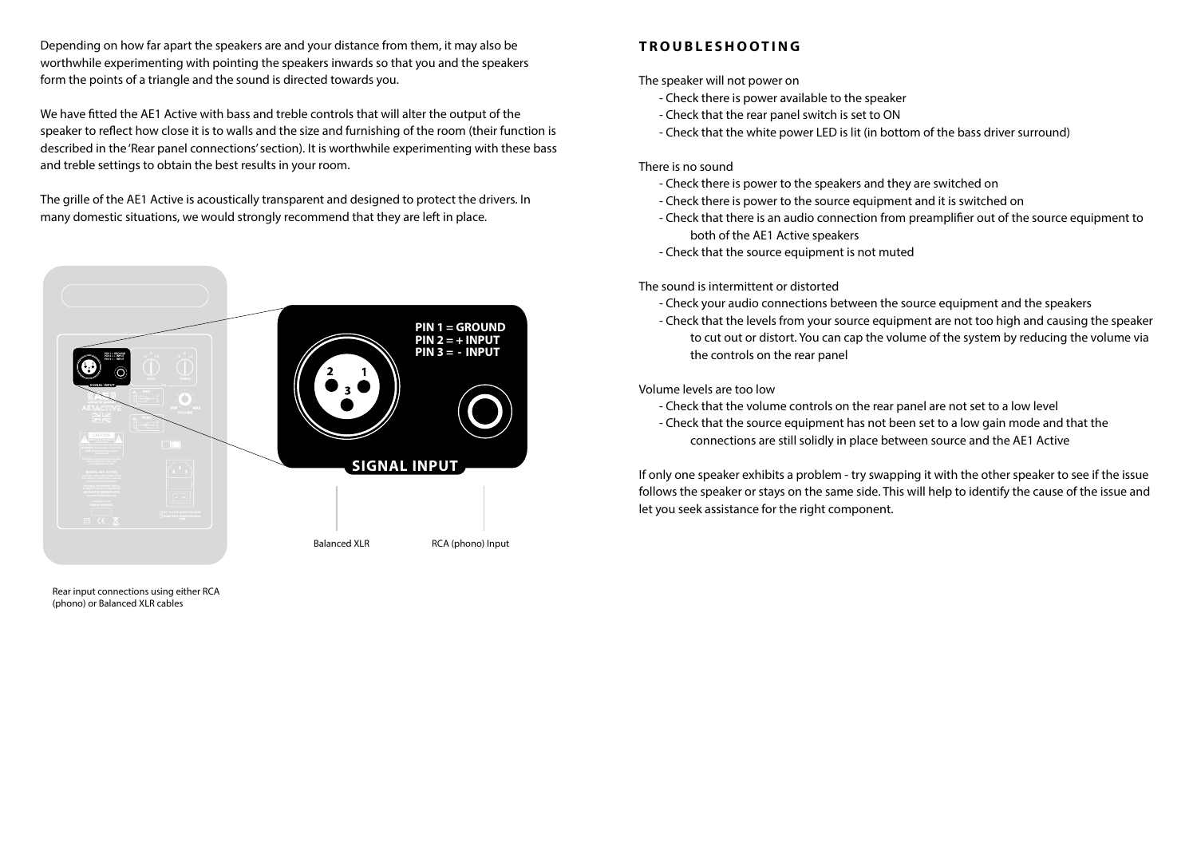Depending on how far apart the speakers are and your distance from them, it may also be worthwhile experimenting with pointing the speakers inwards so that you and the speakers form the points of a triangle and the sound is directed towards you.

We have fitted the AE1 Active with bass and treble controls that will alter the output of the speaker to reflect how close it is to walls and the size and furnishing of the room (their function is described in the 'Rear panel connections' section). It is worthwhile experimenting with these bass and treble settings to obtain the best results in your room.

The grille of the AE1 Active is acoustically transparent and designed to protect the drivers. In many domestic situations, we would strongly recommend that they are left in place.

**PIN 1 = GROUND**
**PIN 2 = + INPUT**
**PIN 3 = - INPUT**

**SIGNAL INPUT**

Balanced XLR

RCA (phono) Input

Rear input connections using either RCA (phono) or Balanced XLR cables

## TROUBLESHOOTING

The speaker will not power on

- Check there is power available to the speaker
- Check that the rear panel switch is set to ON
- Check that the white power LED is lit (in bottom of the bass driver surround)

There is no sound

- Check there is power to the speakers and they are switched on
- Check there is power to the source equipment and it is switched on
- Check that there is an audio connection from preamplifier out of the source equipment to both of the AE1 Active speakers
- Check that the source equipment is not muted

The sound is intermittent or distorted

- Check your audio connections between the source equipment and the speakers
- Check that the levels from your source equipment are not too high and causing the speaker to cut out or distort. You can cap the volume of the system by reducing the volume via the controls on the rear panel

Volume levels are too low

- Check that the volume controls on the rear panel are not set to a low level
- Check that the source equipment has not been set to a low gain mode and that the connections are still solidly in place between source and the AE1 Active

If only one speaker exhibits a problem - try swapping it with the other speaker to see if the issue follows the speaker or stays on the same side. This will help to identify the cause of the issue and let you seek assistance for the right component.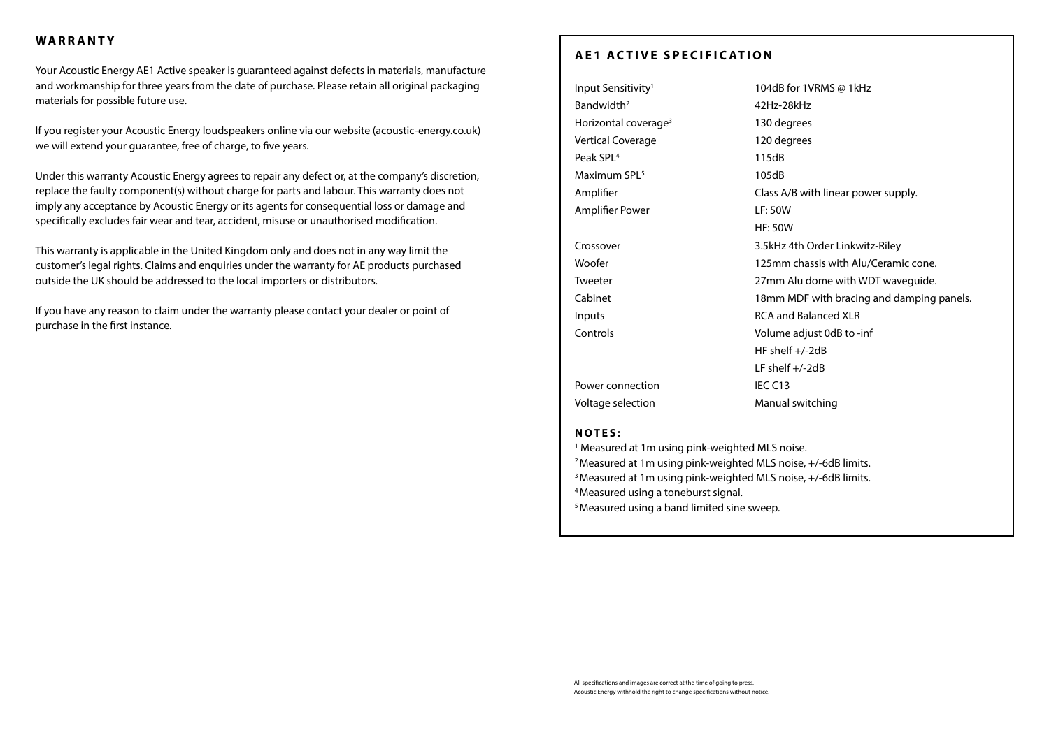## WARRANTY

Your Acoustic Energy AE1 Active speaker is guaranteed against defects in materials, manufacture and workmanship for three years from the date of purchase. Please retain all original packaging materials for possible future use.

If you register your Acoustic Energy loudspeakers online via our website (acoustic-energy.co.uk) we will extend your guarantee, free of charge, to five years.

Under this warranty Acoustic Energy agrees to repair any defect or, at the company's discretion, replace the faulty component(s) without charge for parts and labour. This warranty does not imply any acceptance by Acoustic Energy or its agents for consequential loss or damage and specifically excludes fair wear and tear, accident, misuse or unauthorised modification.

This warranty is applicable in the United Kingdom only and does not in any way limit the customer's legal rights. Claims and enquiries under the warranty for AE products purchased outside the UK should be addressed to the local importers or distributors.

If you have any reason to claim under the warranty please contact your dealer or point of purchase in the first instance.

## AE1 ACTIVE SPECIFICATION

| | |
|---|---|
| Input Sensitivity[1] | 104dB for 1VRMS @ 1kHz |
| Bandwidth[2] | 42Hz-28kHz |
| Horizontal coverage[3] | 130 degrees |
| Vertical Coverage | 120 degrees |
| Peak SPL[4] | 115dB |
| Maximum SPL[5] | 105dB |
| Amplifier | Class A/B with linear power supply. |
| Amplifier Power | LF: 50W<br>HF: 50W |
| Crossover | 3.5kHz 4th Order Linkwitz-Riley |
| Woofer | 125mm chassis with Alu/Ceramic cone. |
| Tweeter | 27mm Alu dome with WDT waveguide. |
| Cabinet | 18mm MDF with bracing and damping panels. |
| Inputs | RCA and Balanced XLR |
| Controls | Volume adjust 0dB to -inf<br>HF shelf +/-2dB<br>LF shelf +/-2dB |
| Power connection | IEC C13 |
| Voltage selection | Manual switching |

**NOTES:**

[1] Measured at 1m using pink-weighted MLS noise.
[2] Measured at 1m using pink-weighted MLS noise, +/-6dB limits.
[3] Measured at 1m using pink-weighted MLS noise, +/-6dB limits.
[4] Measured using a toneburst signal.
[5] Measured using a band limited sine sweep.

All specifications and images are correct at the time of going to press.
Acoustic Energy withhold the right to change specifications without notice.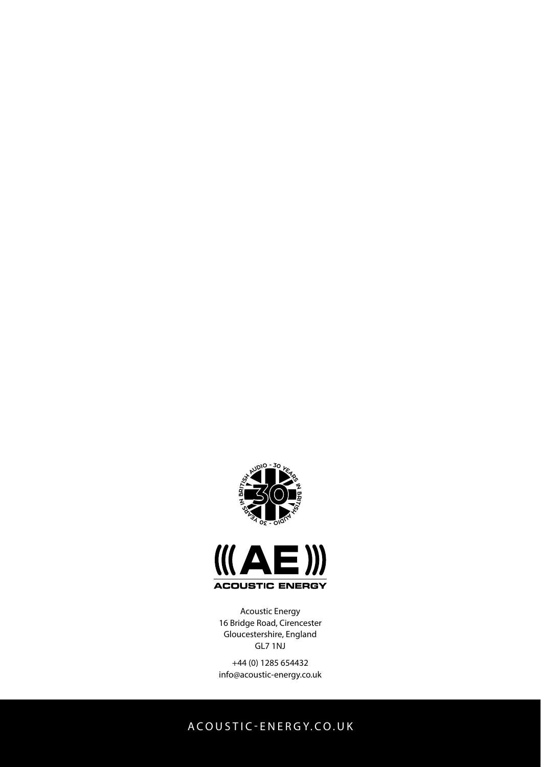Acoustic Energy
16 Bridge Road, Cirencester
Gloucestershire, England
GL7 1NJ

+44 (0) 1285 654432
info@acoustic-energy.co.uk

ACOUSTIC-ENERGY.CO.UK